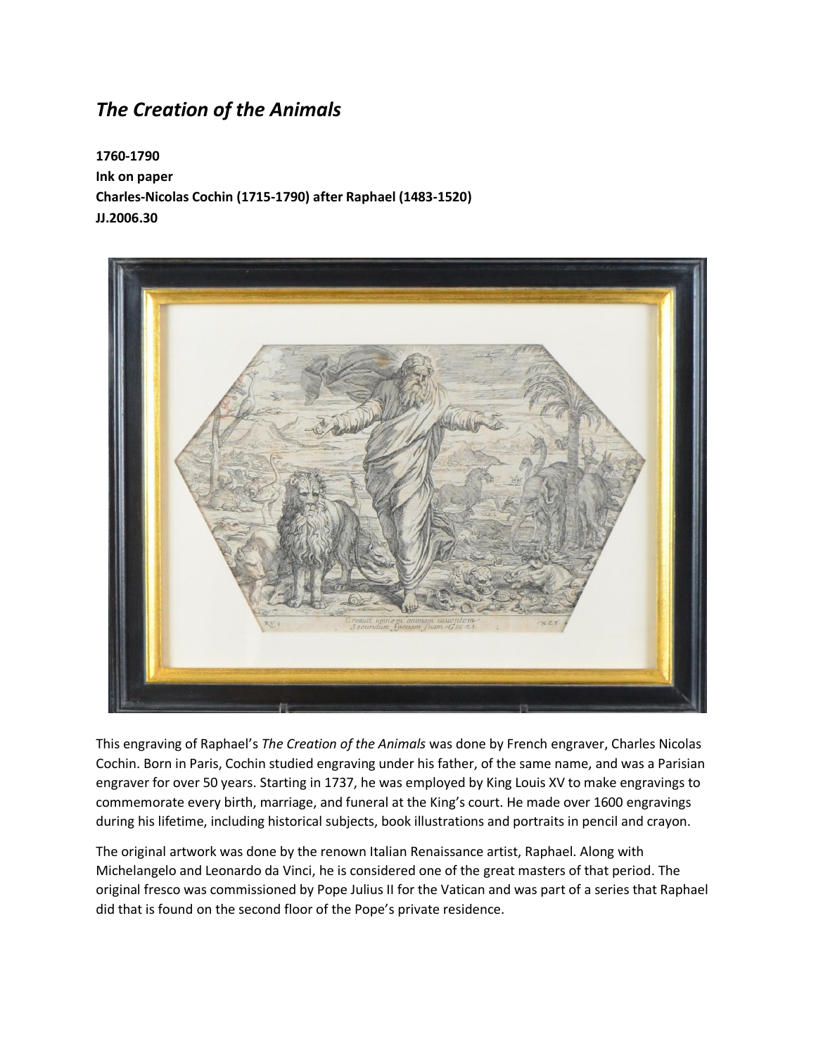# *The Creation of the Animals*

**1760-1790**
**Ink on paper**
**Charles-Nicolas Cochin (1715-1790) after Raphael (1483-1520)**
**JJ.2006.30**

This engraving of Raphael's *The Creation of the Animals* was done by French engraver, Charles Nicolas Cochin. Born in Paris, Cochin studied engraving under his father, of the same name, and was a Parisian engraver for over 50 years. Starting in 1737, he was employed by King Louis XV to make engravings to commemorate every birth, marriage, and funeral at the King's court. He made over 1600 engravings during his lifetime, including historical subjects, book illustrations and portraits in pencil and crayon.

The original artwork was done by the renown Italian Renaissance artist, Raphael. Along with Michelangelo and Leonardo da Vinci, he is considered one of the great masters of that period. The original fresco was commissioned by Pope Julius II for the Vatican and was part of a series that Raphael did that is found on the second floor of the Pope's private residence.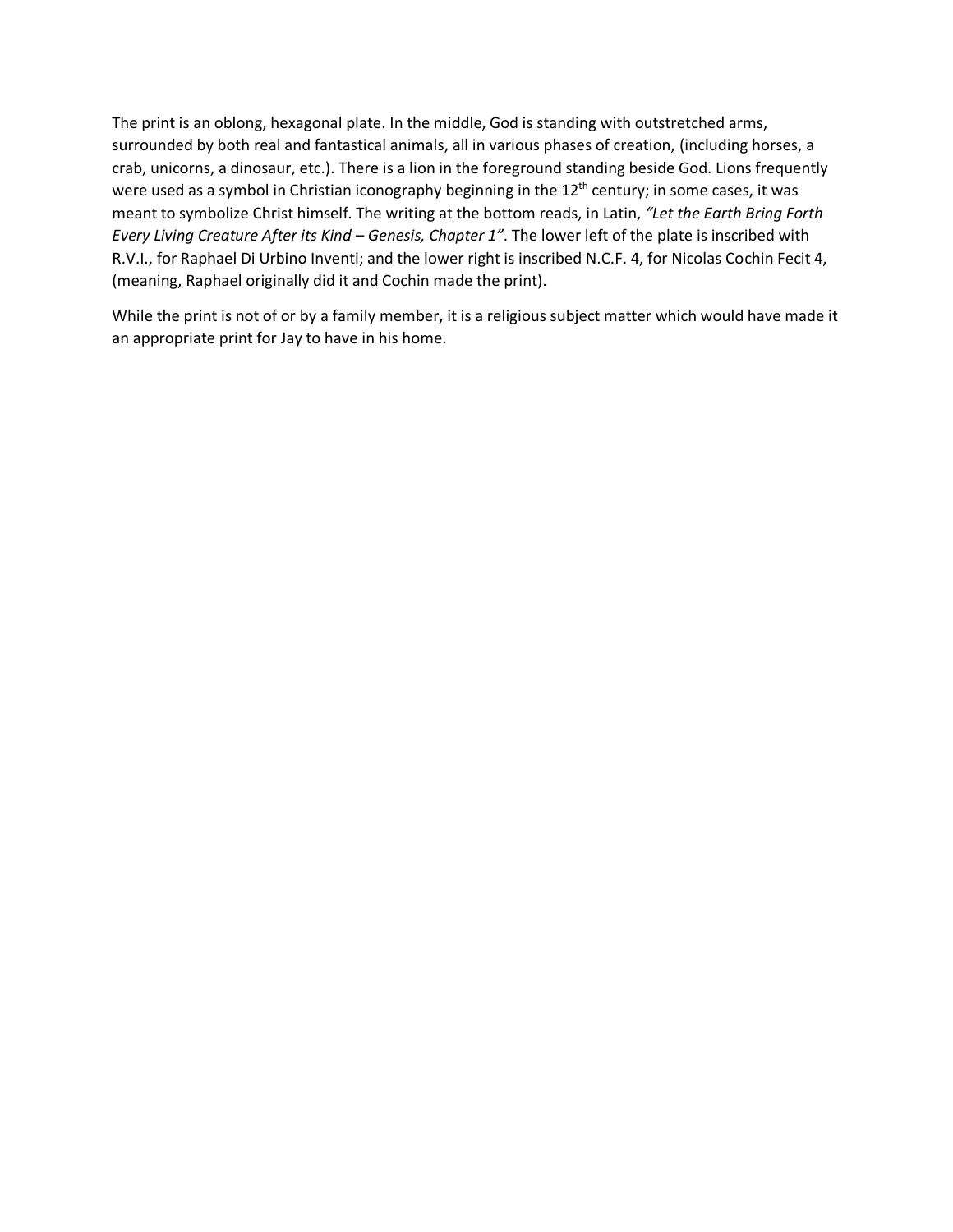The print is an oblong, hexagonal plate. In the middle, God is standing with outstretched arms, surrounded by both real and fantastical animals, all in various phases of creation, (including horses, a crab, unicorns, a dinosaur, etc.). There is a lion in the foreground standing beside God. Lions frequently were used as a symbol in Christian iconography beginning in the 12th century; in some cases, it was meant to symbolize Christ himself. The writing at the bottom reads, in Latin, *"Let the Earth Bring Forth Every Living Creature After its Kind – Genesis, Chapter 1"*. The lower left of the plate is inscribed with R.V.I., for Raphael Di Urbino Inventi; and the lower right is inscribed N.C.F. 4, for Nicolas Cochin Fecit 4, (meaning, Raphael originally did it and Cochin made the print).

While the print is not of or by a family member, it is a religious subject matter which would have made it an appropriate print for Jay to have in his home.